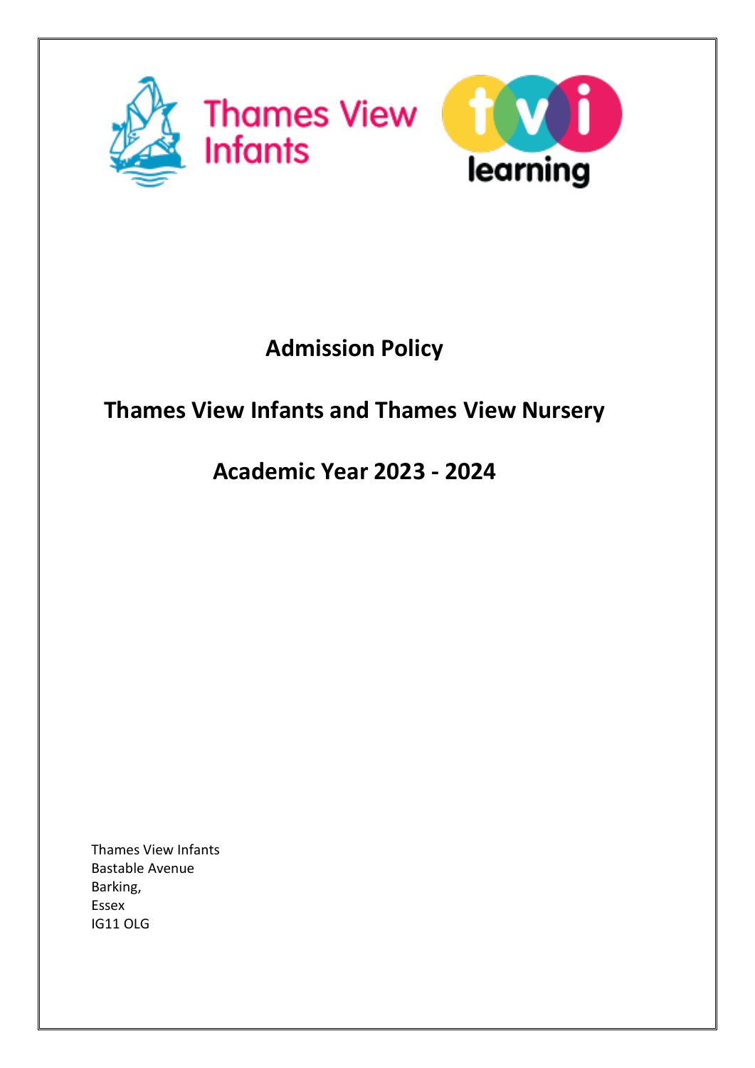Thames View Infants

tvi learning

# Admission Policy

## Thames View Infants and Thames View Nursery

## Academic Year 2023 - 2024

Thames View Infants
Bastable Avenue
Barking,
Essex
IG11 OLG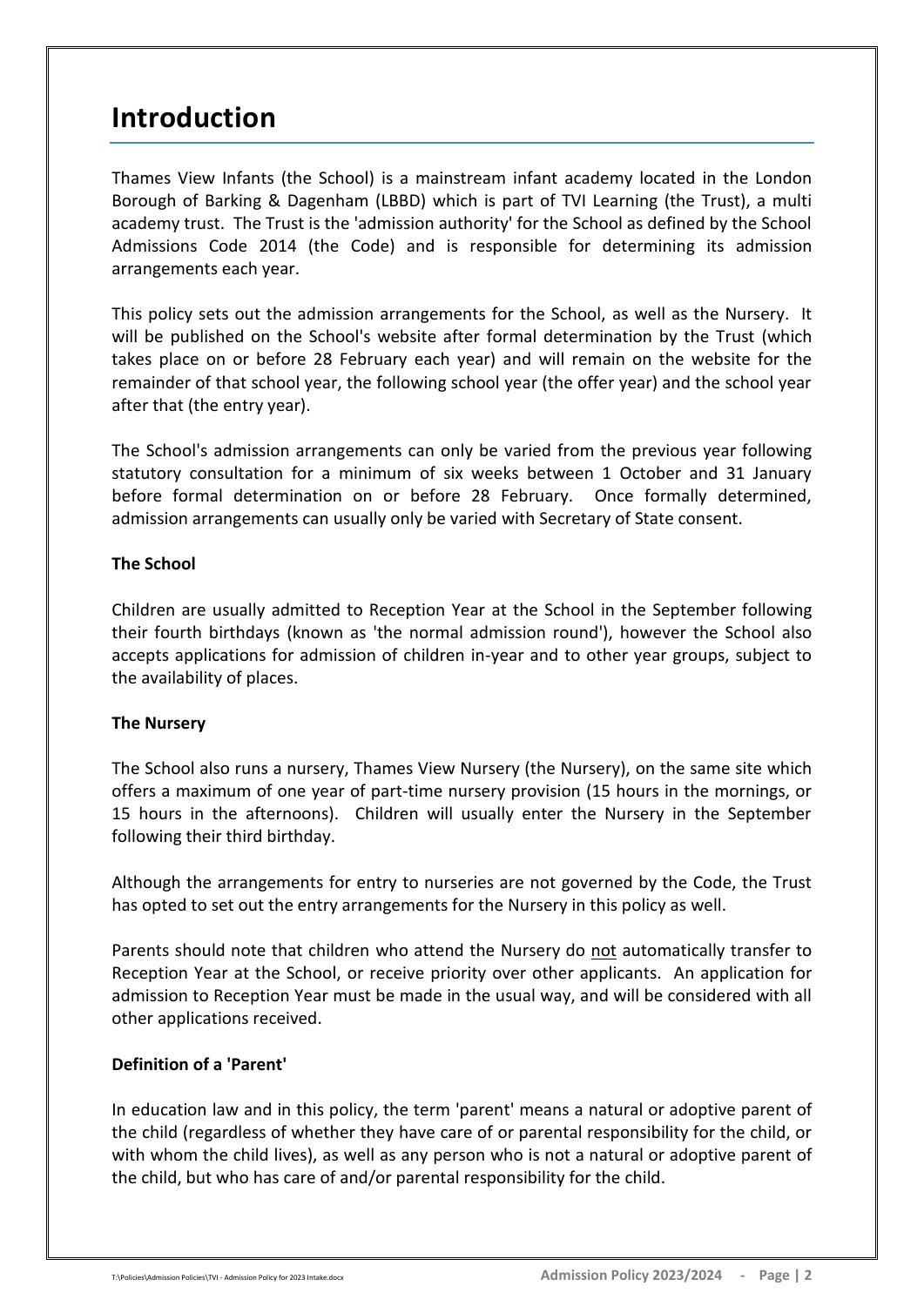# Introduction

Thames View Infants (the School) is a mainstream infant academy located in the London Borough of Barking & Dagenham (LBBD) which is part of TVI Learning (the Trust), a multi academy trust. The Trust is the 'admission authority' for the School as defined by the School Admissions Code 2014 (the Code) and is responsible for determining its admission arrangements each year.

This policy sets out the admission arrangements for the School, as well as the Nursery. It will be published on the School's website after formal determination by the Trust (which takes place on or before 28 February each year) and will remain on the website for the remainder of that school year, the following school year (the offer year) and the school year after that (the entry year).

The School's admission arrangements can only be varied from the previous year following statutory consultation for a minimum of six weeks between 1 October and 31 January before formal determination on or before 28 February. Once formally determined, admission arrangements can usually only be varied with Secretary of State consent.

**The School**

Children are usually admitted to Reception Year at the School in the September following their fourth birthdays (known as 'the normal admission round'), however the School also accepts applications for admission of children in-year and to other year groups, subject to the availability of places.

**The Nursery**

The School also runs a nursery, Thames View Nursery (the Nursery), on the same site which offers a maximum of one year of part-time nursery provision (15 hours in the mornings, or 15 hours in the afternoons). Children will usually enter the Nursery in the September following their third birthday.

Although the arrangements for entry to nurseries are not governed by the Code, the Trust has opted to set out the entry arrangements for the Nursery in this policy as well.

Parents should note that children who attend the Nursery do <u>not</u> automatically transfer to Reception Year at the School, or receive priority over other applicants. An application for admission to Reception Year must be made in the usual way, and will be considered with all other applications received.

**Definition of a 'Parent'**

In education law and in this policy, the term 'parent' means a natural or adoptive parent of the child (regardless of whether they have care of or parental responsibility for the child, or with whom the child lives), as well as any person who is not a natural or adoptive parent of the child, but who has care of and/or parental responsibility for the child.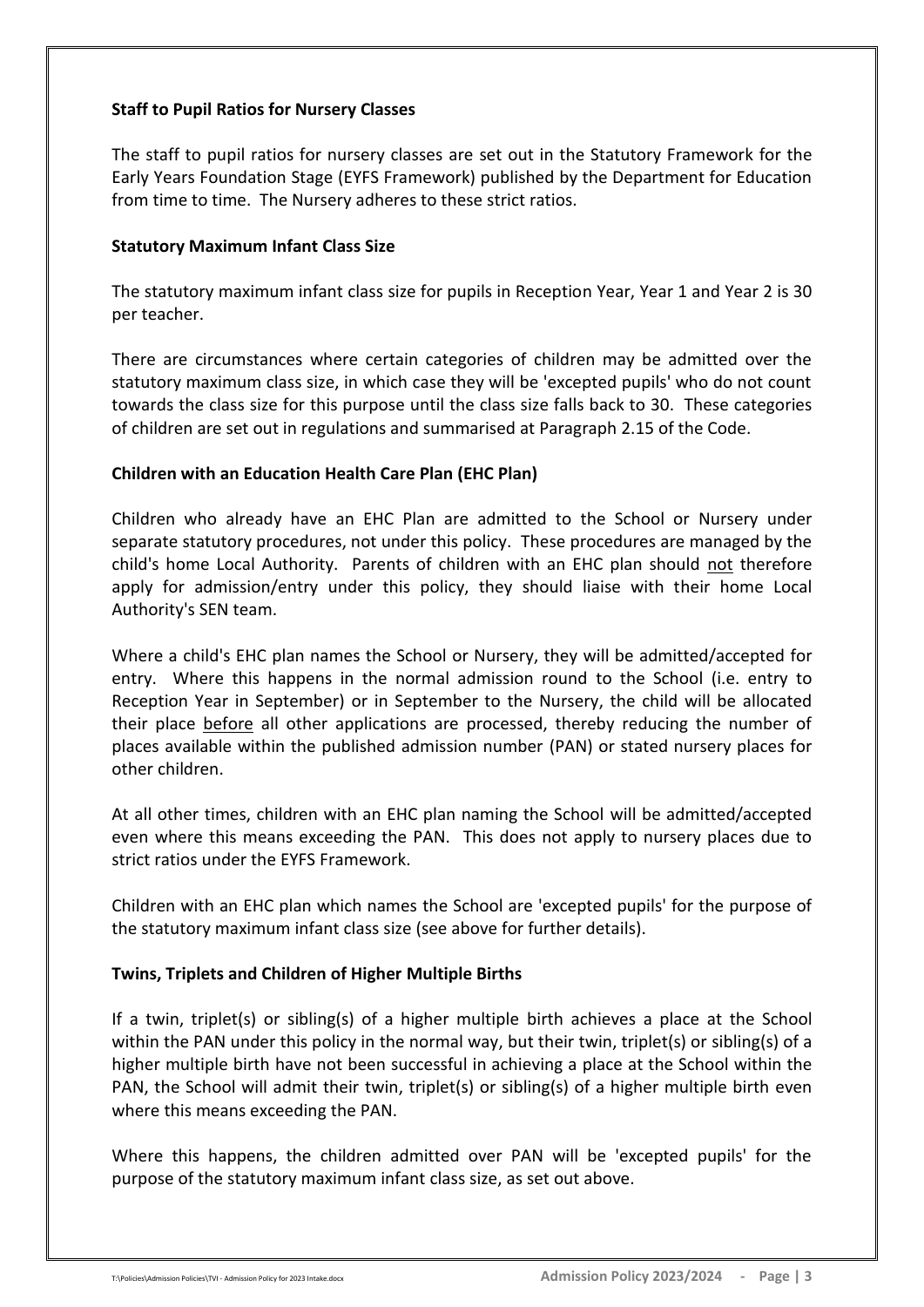**Staff to Pupil Ratios for Nursery Classes**

The staff to pupil ratios for nursery classes are set out in the Statutory Framework for the Early Years Foundation Stage (EYFS Framework) published by the Department for Education from time to time. The Nursery adheres to these strict ratios.

**Statutory Maximum Infant Class Size**

The statutory maximum infant class size for pupils in Reception Year, Year 1 and Year 2 is 30 per teacher.

There are circumstances where certain categories of children may be admitted over the statutory maximum class size, in which case they will be 'excepted pupils' who do not count towards the class size for this purpose until the class size falls back to 30. These categories of children are set out in regulations and summarised at Paragraph 2.15 of the Code.

**Children with an Education Health Care Plan (EHC Plan)**

Children who already have an EHC Plan are admitted to the School or Nursery under separate statutory procedures, not under this policy. These procedures are managed by the child's home Local Authority. Parents of children with an EHC plan should <u>not</u> therefore apply for admission/entry under this policy, they should liaise with their home Local Authority's SEN team.

Where a child's EHC plan names the School or Nursery, they will be admitted/accepted for entry. Where this happens in the normal admission round to the School (i.e. entry to Reception Year in September) or in September to the Nursery, the child will be allocated their place <u>before</u> all other applications are processed, thereby reducing the number of places available within the published admission number (PAN) or stated nursery places for other children.

At all other times, children with an EHC plan naming the School will be admitted/accepted even where this means exceeding the PAN. This does not apply to nursery places due to strict ratios under the EYFS Framework.

Children with an EHC plan which names the School are 'excepted pupils' for the purpose of the statutory maximum infant class size (see above for further details).

**Twins, Triplets and Children of Higher Multiple Births**

If a twin, triplet(s) or sibling(s) of a higher multiple birth achieves a place at the School within the PAN under this policy in the normal way, but their twin, triplet(s) or sibling(s) of a higher multiple birth have not been successful in achieving a place at the School within the PAN, the School will admit their twin, triplet(s) or sibling(s) of a higher multiple birth even where this means exceeding the PAN.

Where this happens, the children admitted over PAN will be 'excepted pupils' for the purpose of the statutory maximum infant class size, as set out above.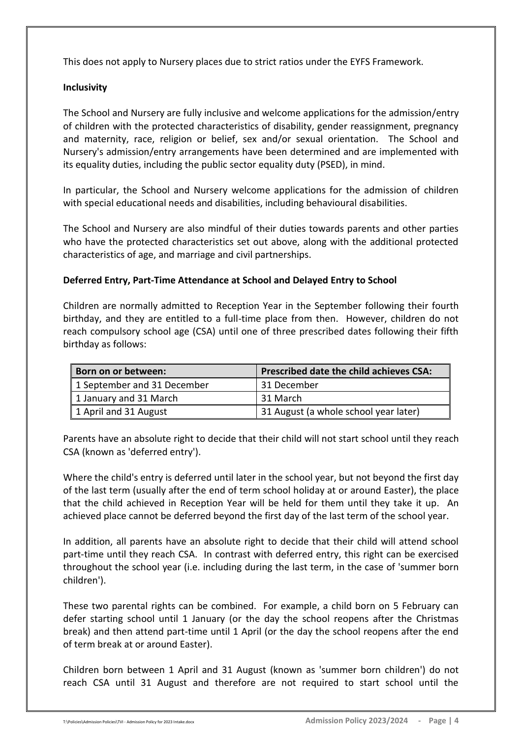This does not apply to Nursery places due to strict ratios under the EYFS Framework.

**Inclusivity**

The School and Nursery are fully inclusive and welcome applications for the admission/entry of children with the protected characteristics of disability, gender reassignment, pregnancy and maternity, race, religion or belief, sex and/or sexual orientation. The School and Nursery's admission/entry arrangements have been determined and are implemented with its equality duties, including the public sector equality duty (PSED), in mind.

In particular, the School and Nursery welcome applications for the admission of children with special educational needs and disabilities, including behavioural disabilities.

The School and Nursery are also mindful of their duties towards parents and other parties who have the protected characteristics set out above, along with the additional protected characteristics of age, and marriage and civil partnerships.

**Deferred Entry, Part-Time Attendance at School and Delayed Entry to School**

Children are normally admitted to Reception Year in the September following their fourth birthday, and they are entitled to a full-time place from then. However, children do not reach compulsory school age (CSA) until one of three prescribed dates following their fifth birthday as follows:

| Born on or between: | Prescribed date the child achieves CSA: |
|---|---|
| 1 September and 31 December | 31 December |
| 1 January and 31 March | 31 March |
| 1 April and 31 August | 31 August (a whole school year later) |

Parents have an absolute right to decide that their child will not start school until they reach CSA (known as 'deferred entry').

Where the child's entry is deferred until later in the school year, but not beyond the first day of the last term (usually after the end of term school holiday at or around Easter), the place that the child achieved in Reception Year will be held for them until they take it up. An achieved place cannot be deferred beyond the first day of the last term of the school year.

In addition, all parents have an absolute right to decide that their child will attend school part-time until they reach CSA. In contrast with deferred entry, this right can be exercised throughout the school year (i.e. including during the last term, in the case of 'summer born children').

These two parental rights can be combined. For example, a child born on 5 February can defer starting school until 1 January (or the day the school reopens after the Christmas break) and then attend part-time until 1 April (or the day the school reopens after the end of term break at or around Easter).

Children born between 1 April and 31 August (known as 'summer born children') do not reach CSA until 31 August and therefore are not required to start school until the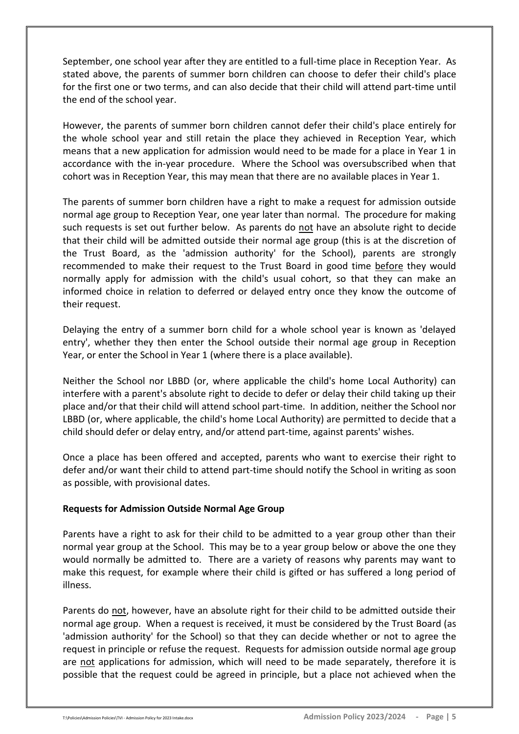September, one school year after they are entitled to a full-time place in Reception Year. As stated above, the parents of summer born children can choose to defer their child's place for the first one or two terms, and can also decide that their child will attend part-time until the end of the school year.

However, the parents of summer born children cannot defer their child's place entirely for the whole school year and still retain the place they achieved in Reception Year, which means that a new application for admission would need to be made for a place in Year 1 in accordance with the in-year procedure. Where the School was oversubscribed when that cohort was in Reception Year, this may mean that there are no available places in Year 1.

The parents of summer born children have a right to make a request for admission outside normal age group to Reception Year, one year later than normal. The procedure for making such requests is set out further below. As parents do <u>not</u> have an absolute right to decide that their child will be admitted outside their normal age group (this is at the discretion of the Trust Board, as the 'admission authority' for the School), parents are strongly recommended to make their request to the Trust Board in good time <u>before</u> they would normally apply for admission with the child's usual cohort, so that they can make an informed choice in relation to deferred or delayed entry once they know the outcome of their request.

Delaying the entry of a summer born child for a whole school year is known as 'delayed entry', whether they then enter the School outside their normal age group in Reception Year, or enter the School in Year 1 (where there is a place available).

Neither the School nor LBBD (or, where applicable the child's home Local Authority) can interfere with a parent's absolute right to decide to defer or delay their child taking up their place and/or that their child will attend school part-time. In addition, neither the School nor LBBD (or, where applicable, the child's home Local Authority) are permitted to decide that a child should defer or delay entry, and/or attend part-time, against parents' wishes.

Once a place has been offered and accepted, parents who want to exercise their right to defer and/or want their child to attend part-time should notify the School in writing as soon as possible, with provisional dates.

**Requests for Admission Outside Normal Age Group**

Parents have a right to ask for their child to be admitted to a year group other than their normal year group at the School. This may be to a year group below or above the one they would normally be admitted to. There are a variety of reasons why parents may want to make this request, for example where their child is gifted or has suffered a long period of illness.

Parents do <u>not</u>, however, have an absolute right for their child to be admitted outside their normal age group. When a request is received, it must be considered by the Trust Board (as 'admission authority' for the School) so that they can decide whether or not to agree the request in principle or refuse the request. Requests for admission outside normal age group are <u>not</u> applications for admission, which will need to be made separately, therefore it is possible that the request could be agreed in principle, but a place not achieved when the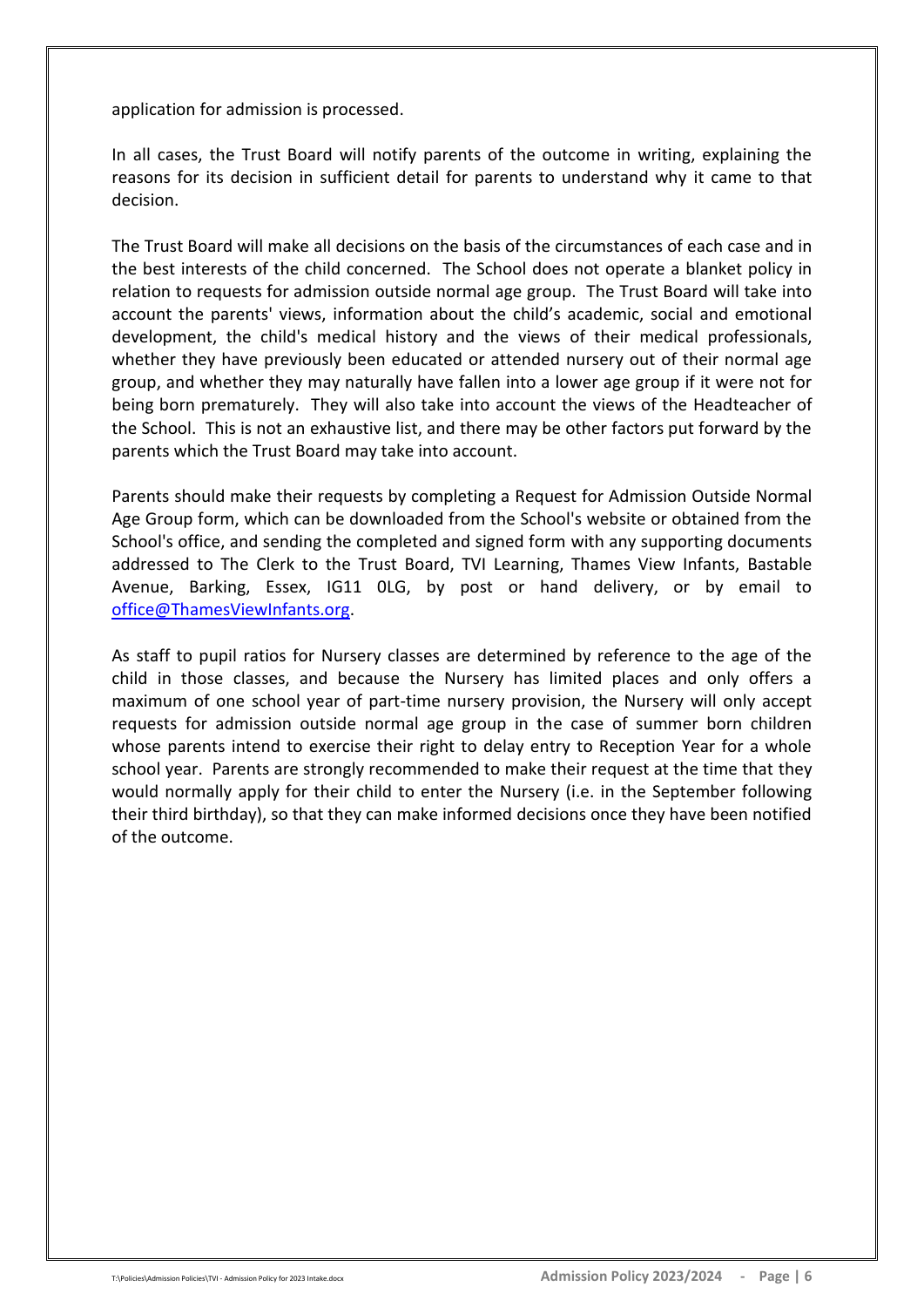application for admission is processed.

In all cases, the Trust Board will notify parents of the outcome in writing, explaining the reasons for its decision in sufficient detail for parents to understand why it came to that decision.

The Trust Board will make all decisions on the basis of the circumstances of each case and in the best interests of the child concerned. The School does not operate a blanket policy in relation to requests for admission outside normal age group. The Trust Board will take into account the parents' views, information about the child's academic, social and emotional development, the child's medical history and the views of their medical professionals, whether they have previously been educated or attended nursery out of their normal age group, and whether they may naturally have fallen into a lower age group if it were not for being born prematurely. They will also take into account the views of the Headteacher of the School. This is not an exhaustive list, and there may be other factors put forward by the parents which the Trust Board may take into account.

Parents should make their requests by completing a Request for Admission Outside Normal Age Group form, which can be downloaded from the School's website or obtained from the School's office, and sending the completed and signed form with any supporting documents addressed to The Clerk to the Trust Board, TVI Learning, Thames View Infants, Bastable Avenue, Barking, Essex, IG11 0LG, by post or hand delivery, or by email to office@ThamesViewInfants.org.

As staff to pupil ratios for Nursery classes are determined by reference to the age of the child in those classes, and because the Nursery has limited places and only offers a maximum of one school year of part-time nursery provision, the Nursery will only accept requests for admission outside normal age group in the case of summer born children whose parents intend to exercise their right to delay entry to Reception Year for a whole school year. Parents are strongly recommended to make their request at the time that they would normally apply for their child to enter the Nursery (i.e. in the September following their third birthday), so that they can make informed decisions once they have been notified of the outcome.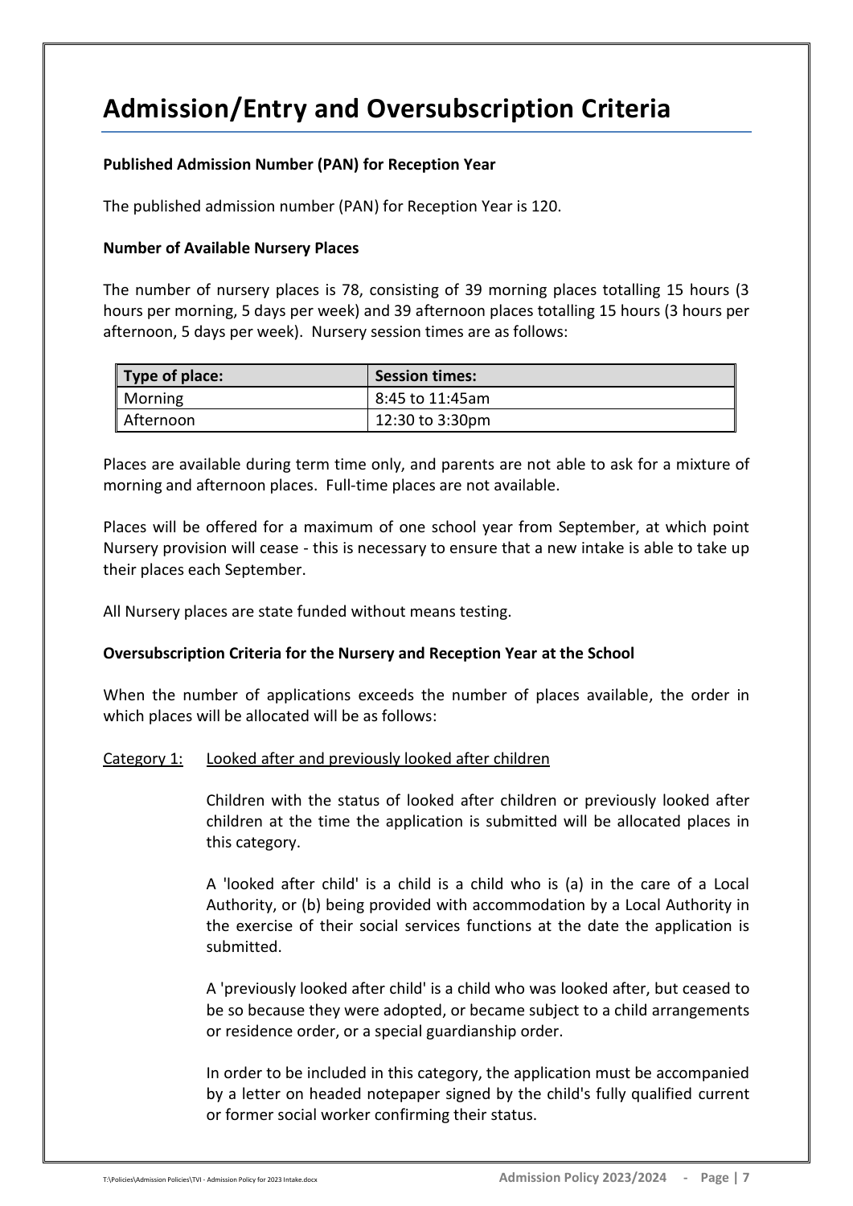# Admission/Entry and Oversubscription Criteria

**Published Admission Number (PAN) for Reception Year**

The published admission number (PAN) for Reception Year is 120.

**Number of Available Nursery Places**

The number of nursery places is 78, consisting of 39 morning places totalling 15 hours (3 hours per morning, 5 days per week) and 39 afternoon places totalling 15 hours (3 hours per afternoon, 5 days per week). Nursery session times are as follows:

| Type of place: | Session times: |
| --- | --- |
| Morning | 8:45 to 11:45am |
| Afternoon | 12:30 to 3:30pm |

Places are available during term time only, and parents are not able to ask for a mixture of morning and afternoon places. Full-time places are not available.

Places will be offered for a maximum of one school year from September, at which point Nursery provision will cease - this is necessary to ensure that a new intake is able to take up their places each September.

All Nursery places are state funded without means testing.

**Oversubscription Criteria for the Nursery and Reception Year at the School**

When the number of applications exceeds the number of places available, the order in which places will be allocated will be as follows:

Category 1: Looked after and previously looked after children

Children with the status of looked after children or previously looked after children at the time the application is submitted will be allocated places in this category.

A 'looked after child' is a child is a child who is (a) in the care of a Local Authority, or (b) being provided with accommodation by a Local Authority in the exercise of their social services functions at the date the application is submitted.

A 'previously looked after child' is a child who was looked after, but ceased to be so because they were adopted, or became subject to a child arrangements or residence order, or a special guardianship order.

In order to be included in this category, the application must be accompanied by a letter on headed notepaper signed by the child's fully qualified current or former social worker confirming their status.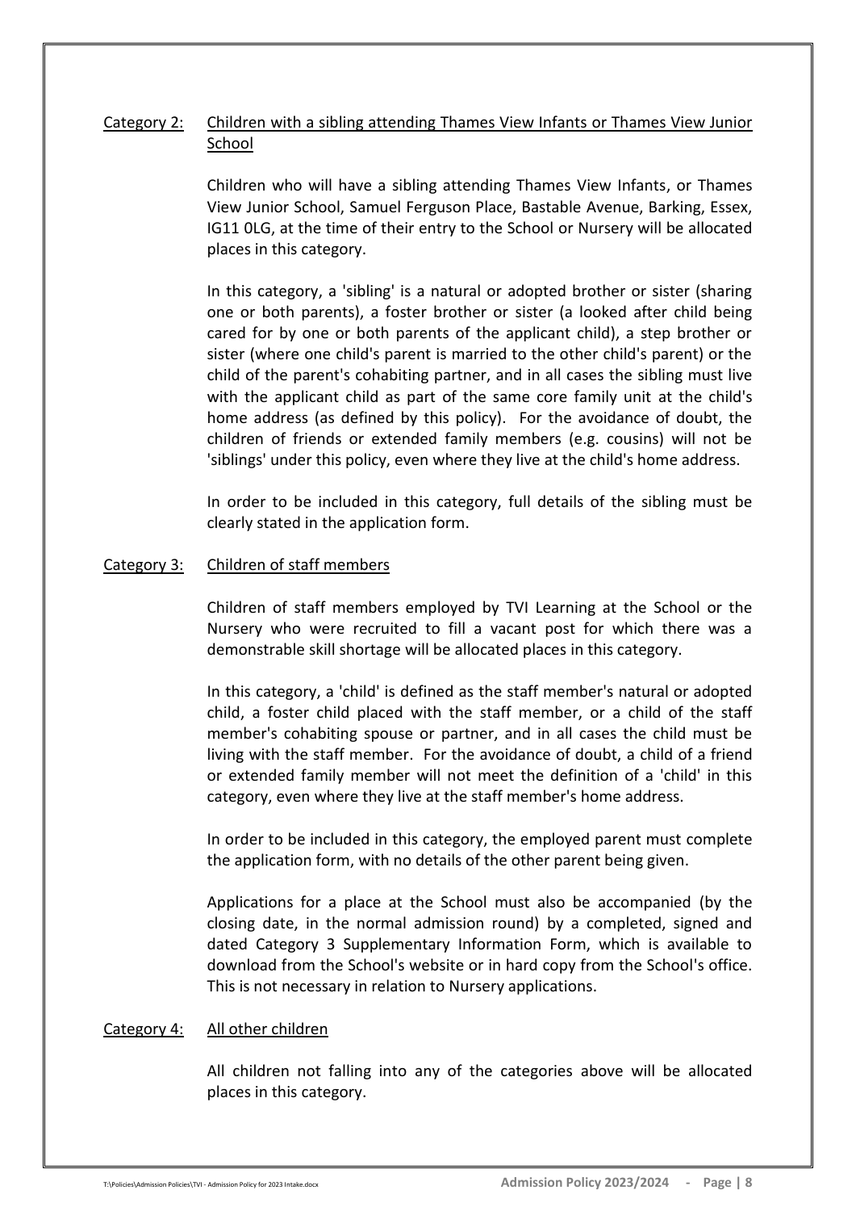Category 2: <u>Children with a sibling attending Thames View Infants or Thames View Junior School</u>

Children who will have a sibling attending Thames View Infants, or Thames View Junior School, Samuel Ferguson Place, Bastable Avenue, Barking, Essex, IG11 0LG, at the time of their entry to the School or Nursery will be allocated places in this category.

In this category, a 'sibling' is a natural or adopted brother or sister (sharing one or both parents), a foster brother or sister (a looked after child being cared for by one or both parents of the applicant child), a step brother or sister (where one child's parent is married to the other child's parent) or the child of the parent's cohabiting partner, and in all cases the sibling must live with the applicant child as part of the same core family unit at the child's home address (as defined by this policy). For the avoidance of doubt, the children of friends or extended family members (e.g. cousins) will not be 'siblings' under this policy, even where they live at the child's home address.

In order to be included in this category, full details of the sibling must be clearly stated in the application form.

Category 3: <u>Children of staff members</u>

Children of staff members employed by TVI Learning at the School or the Nursery who were recruited to fill a vacant post for which there was a demonstrable skill shortage will be allocated places in this category.

In this category, a 'child' is defined as the staff member's natural or adopted child, a foster child placed with the staff member, or a child of the staff member's cohabiting spouse or partner, and in all cases the child must be living with the staff member. For the avoidance of doubt, a child of a friend or extended family member will not meet the definition of a 'child' in this category, even where they live at the staff member's home address.

In order to be included in this category, the employed parent must complete the application form, with no details of the other parent being given.

Applications for a place at the School must also be accompanied (by the closing date, in the normal admission round) by a completed, signed and dated Category 3 Supplementary Information Form, which is available to download from the School's website or in hard copy from the School's office. This is not necessary in relation to Nursery applications.

Category 4: <u>All other children</u>

All children not falling into any of the categories above will be allocated places in this category.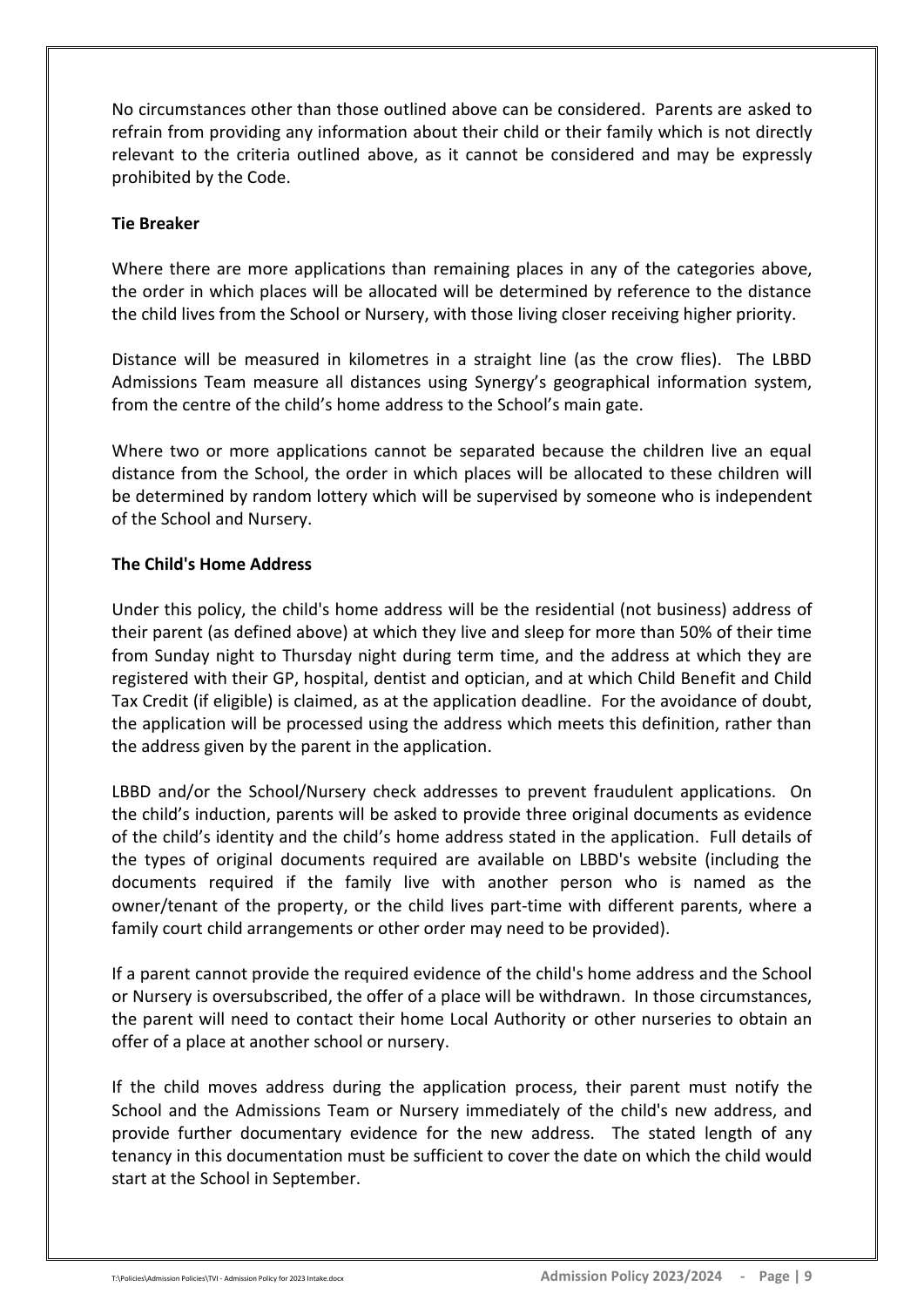No circumstances other than those outlined above can be considered. Parents are asked to refrain from providing any information about their child or their family which is not directly relevant to the criteria outlined above, as it cannot be considered and may be expressly prohibited by the Code.

**Tie Breaker**

Where there are more applications than remaining places in any of the categories above, the order in which places will be allocated will be determined by reference to the distance the child lives from the School or Nursery, with those living closer receiving higher priority.

Distance will be measured in kilometres in a straight line (as the crow flies). The LBBD Admissions Team measure all distances using Synergy's geographical information system, from the centre of the child's home address to the School's main gate.

Where two or more applications cannot be separated because the children live an equal distance from the School, the order in which places will be allocated to these children will be determined by random lottery which will be supervised by someone who is independent of the School and Nursery.

**The Child's Home Address**

Under this policy, the child's home address will be the residential (not business) address of their parent (as defined above) at which they live and sleep for more than 50% of their time from Sunday night to Thursday night during term time, and the address at which they are registered with their GP, hospital, dentist and optician, and at which Child Benefit and Child Tax Credit (if eligible) is claimed, as at the application deadline. For the avoidance of doubt, the application will be processed using the address which meets this definition, rather than the address given by the parent in the application.

LBBD and/or the School/Nursery check addresses to prevent fraudulent applications. On the child's induction, parents will be asked to provide three original documents as evidence of the child's identity and the child's home address stated in the application. Full details of the types of original documents required are available on LBBD's website (including the documents required if the family live with another person who is named as the owner/tenant of the property, or the child lives part-time with different parents, where a family court child arrangements or other order may need to be provided).

If a parent cannot provide the required evidence of the child's home address and the School or Nursery is oversubscribed, the offer of a place will be withdrawn. In those circumstances, the parent will need to contact their home Local Authority or other nurseries to obtain an offer of a place at another school or nursery.

If the child moves address during the application process, their parent must notify the School and the Admissions Team or Nursery immediately of the child's new address, and provide further documentary evidence for the new address. The stated length of any tenancy in this documentation must be sufficient to cover the date on which the child would start at the School in September.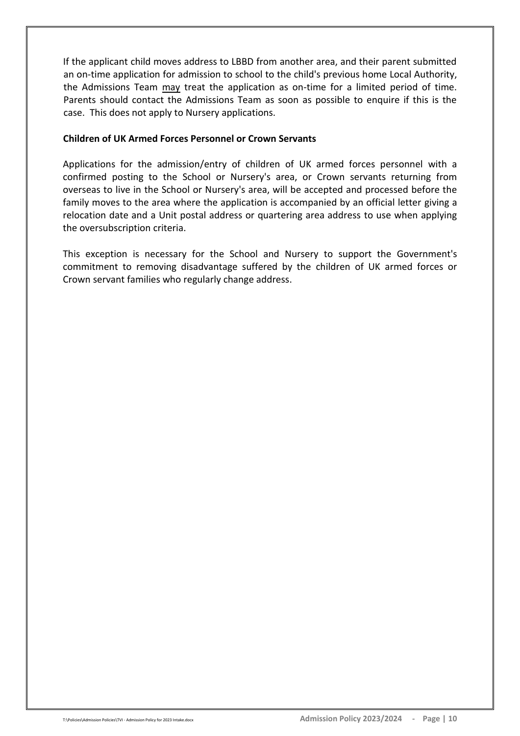If the applicant child moves address to LBBD from another area, and their parent submitted an on-time application for admission to school to the child's previous home Local Authority, the Admissions Team <u>may</u> treat the application as on-time for a limited period of time. Parents should contact the Admissions Team as soon as possible to enquire if this is the case. This does not apply to Nursery applications.

**Children of UK Armed Forces Personnel or Crown Servants**

Applications for the admission/entry of children of UK armed forces personnel with a confirmed posting to the School or Nursery's area, or Crown servants returning from overseas to live in the School or Nursery's area, will be accepted and processed before the family moves to the area where the application is accompanied by an official letter giving a relocation date and a Unit postal address or quartering area address to use when applying the oversubscription criteria.

This exception is necessary for the School and Nursery to support the Government's commitment to removing disadvantage suffered by the children of UK armed forces or Crown servant families who regularly change address.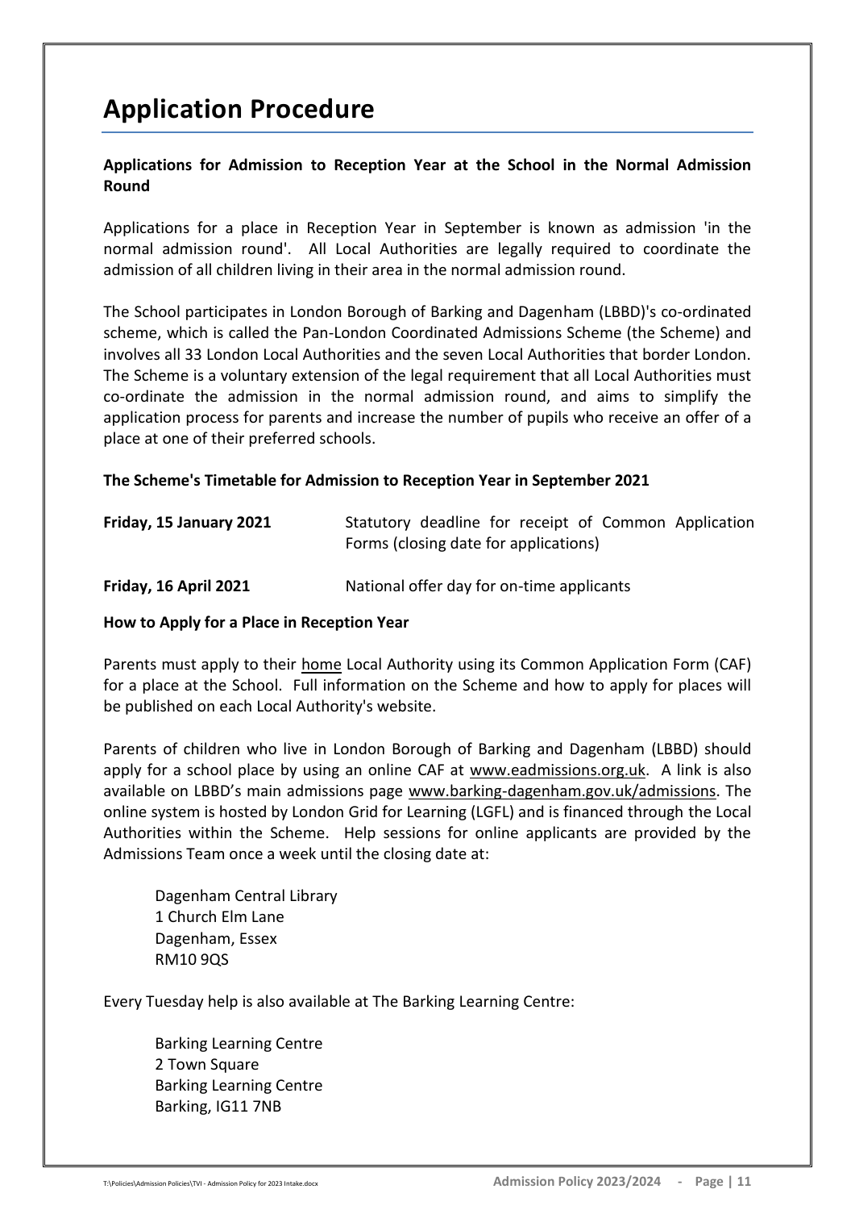# Application Procedure

**Applications for Admission to Reception Year at the School in the Normal Admission Round**

Applications for a place in Reception Year in September is known as admission 'in the normal admission round'. All Local Authorities are legally required to coordinate the admission of all children living in their area in the normal admission round.

The School participates in London Borough of Barking and Dagenham (LBBD)'s co-ordinated scheme, which is called the Pan-London Coordinated Admissions Scheme (the Scheme) and involves all 33 London Local Authorities and the seven Local Authorities that border London. The Scheme is a voluntary extension of the legal requirement that all Local Authorities must co-ordinate the admission in the normal admission round, and aims to simplify the application process for parents and increase the number of pupils who receive an offer of a place at one of their preferred schools.

**The Scheme's Timetable for Admission to Reception Year in September 2021**

| | |
|---|---|
| **Friday, 15 January 2021** | Statutory deadline for receipt of Common Application Forms (closing date for applications) |
| **Friday, 16 April 2021** | National offer day for on-time applicants |

**How to Apply for a Place in Reception Year**

Parents must apply to their home Local Authority using its Common Application Form (CAF) for a place at the School. Full information on the Scheme and how to apply for places will be published on each Local Authority's website.

Parents of children who live in London Borough of Barking and Dagenham (LBBD) should apply for a school place by using an online CAF at www.eadmissions.org.uk. A link is also available on LBBD's main admissions page www.barking-dagenham.gov.uk/admissions. The online system is hosted by London Grid for Learning (LGFL) and is financed through the Local Authorities within the Scheme. Help sessions for online applicants are provided by the Admissions Team once a week until the closing date at:

Dagenham Central Library
1 Church Elm Lane
Dagenham, Essex
RM10 9QS

Every Tuesday help is also available at The Barking Learning Centre:

Barking Learning Centre
2 Town Square
Barking Learning Centre
Barking, IG11 7NB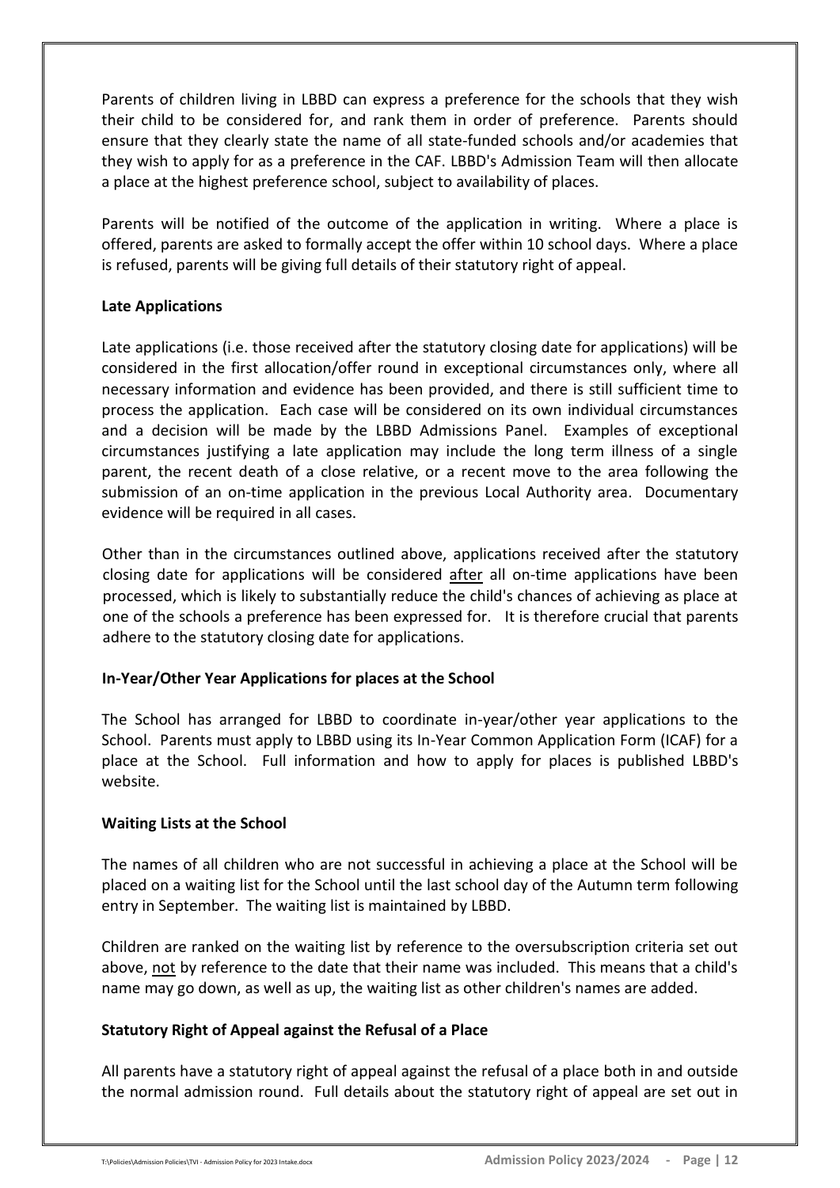Parents of children living in LBBD can express a preference for the schools that they wish their child to be considered for, and rank them in order of preference. Parents should ensure that they clearly state the name of all state-funded schools and/or academies that they wish to apply for as a preference in the CAF. LBBD's Admission Team will then allocate a place at the highest preference school, subject to availability of places.

Parents will be notified of the outcome of the application in writing. Where a place is offered, parents are asked to formally accept the offer within 10 school days. Where a place is refused, parents will be giving full details of their statutory right of appeal.

**Late Applications**

Late applications (i.e. those received after the statutory closing date for applications) will be considered in the first allocation/offer round in exceptional circumstances only, where all necessary information and evidence has been provided, and there is still sufficient time to process the application. Each case will be considered on its own individual circumstances and a decision will be made by the LBBD Admissions Panel. Examples of exceptional circumstances justifying a late application may include the long term illness of a single parent, the recent death of a close relative, or a recent move to the area following the submission of an on-time application in the previous Local Authority area. Documentary evidence will be required in all cases.

Other than in the circumstances outlined above, applications received after the statutory closing date for applications will be considered <u>after</u> all on-time applications have been processed, which is likely to substantially reduce the child's chances of achieving as place at one of the schools a preference has been expressed for. It is therefore crucial that parents adhere to the statutory closing date for applications.

**In-Year/Other Year Applications for places at the School**

The School has arranged for LBBD to coordinate in-year/other year applications to the School. Parents must apply to LBBD using its In-Year Common Application Form (ICAF) for a place at the School. Full information and how to apply for places is published LBBD's website.

**Waiting Lists at the School**

The names of all children who are not successful in achieving a place at the School will be placed on a waiting list for the School until the last school day of the Autumn term following entry in September. The waiting list is maintained by LBBD.

Children are ranked on the waiting list by reference to the oversubscription criteria set out above, <u>not</u> by reference to the date that their name was included. This means that a child's name may go down, as well as up, the waiting list as other children's names are added.

**Statutory Right of Appeal against the Refusal of a Place**

All parents have a statutory right of appeal against the refusal of a place both in and outside the normal admission round. Full details about the statutory right of appeal are set out in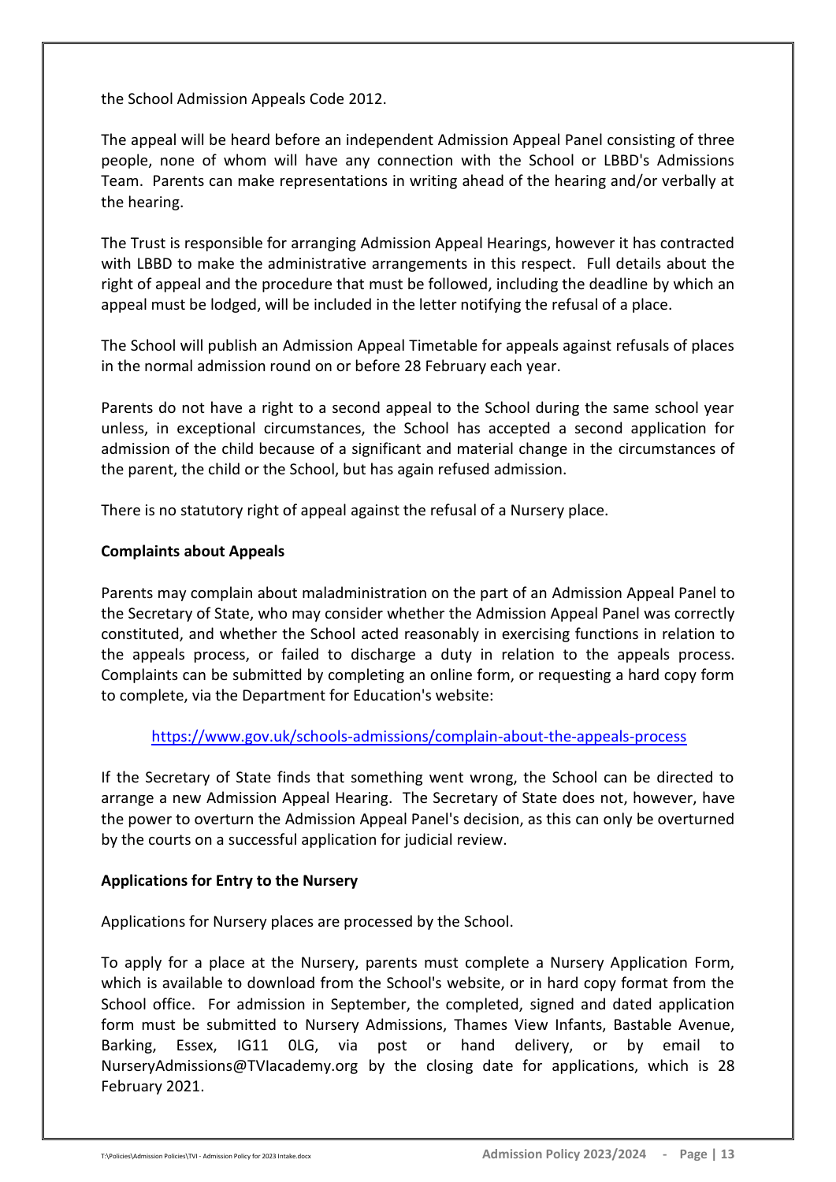the School Admission Appeals Code 2012.

The appeal will be heard before an independent Admission Appeal Panel consisting of three people, none of whom will have any connection with the School or LBBD's Admissions Team. Parents can make representations in writing ahead of the hearing and/or verbally at the hearing.

The Trust is responsible for arranging Admission Appeal Hearings, however it has contracted with LBBD to make the administrative arrangements in this respect. Full details about the right of appeal and the procedure that must be followed, including the deadline by which an appeal must be lodged, will be included in the letter notifying the refusal of a place.

The School will publish an Admission Appeal Timetable for appeals against refusals of places in the normal admission round on or before 28 February each year.

Parents do not have a right to a second appeal to the School during the same school year unless, in exceptional circumstances, the School has accepted a second application for admission of the child because of a significant and material change in the circumstances of the parent, the child or the School, but has again refused admission.

There is no statutory right of appeal against the refusal of a Nursery place.

**Complaints about Appeals**

Parents may complain about maladministration on the part of an Admission Appeal Panel to the Secretary of State, who may consider whether the Admission Appeal Panel was correctly constituted, and whether the School acted reasonably in exercising functions in relation to the appeals process, or failed to discharge a duty in relation to the appeals process. Complaints can be submitted by completing an online form, or requesting a hard copy form to complete, via the Department for Education's website:

https://www.gov.uk/schools-admissions/complain-about-the-appeals-process

If the Secretary of State finds that something went wrong, the School can be directed to arrange a new Admission Appeal Hearing. The Secretary of State does not, however, have the power to overturn the Admission Appeal Panel's decision, as this can only be overturned by the courts on a successful application for judicial review.

**Applications for Entry to the Nursery**

Applications for Nursery places are processed by the School.

To apply for a place at the Nursery, parents must complete a Nursery Application Form, which is available to download from the School's website, or in hard copy format from the School office. For admission in September, the completed, signed and dated application form must be submitted to Nursery Admissions, Thames View Infants, Bastable Avenue, Barking, Essex, IG11 0LG, via post or hand delivery, or by email to NurseryAdmissions@TVIacademy.org by the closing date for applications, which is 28 February 2021.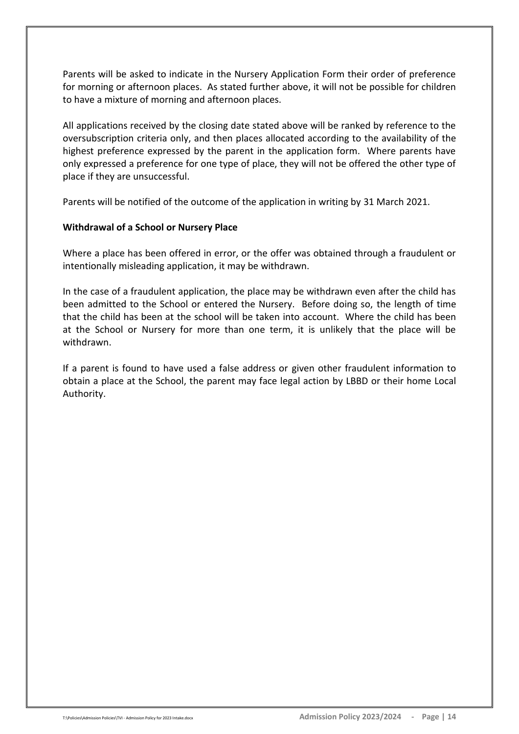Parents will be asked to indicate in the Nursery Application Form their order of preference for morning or afternoon places. As stated further above, it will not be possible for children to have a mixture of morning and afternoon places.

All applications received by the closing date stated above will be ranked by reference to the oversubscription criteria only, and then places allocated according to the availability of the highest preference expressed by the parent in the application form. Where parents have only expressed a preference for one type of place, they will not be offered the other type of place if they are unsuccessful.

Parents will be notified of the outcome of the application in writing by 31 March 2021.

**Withdrawal of a School or Nursery Place**

Where a place has been offered in error, or the offer was obtained through a fraudulent or intentionally misleading application, it may be withdrawn.

In the case of a fraudulent application, the place may be withdrawn even after the child has been admitted to the School or entered the Nursery. Before doing so, the length of time that the child has been at the school will be taken into account. Where the child has been at the School or Nursery for more than one term, it is unlikely that the place will be withdrawn.

If a parent is found to have used a false address or given other fraudulent information to obtain a place at the School, the parent may face legal action by LBBD or their home Local Authority.